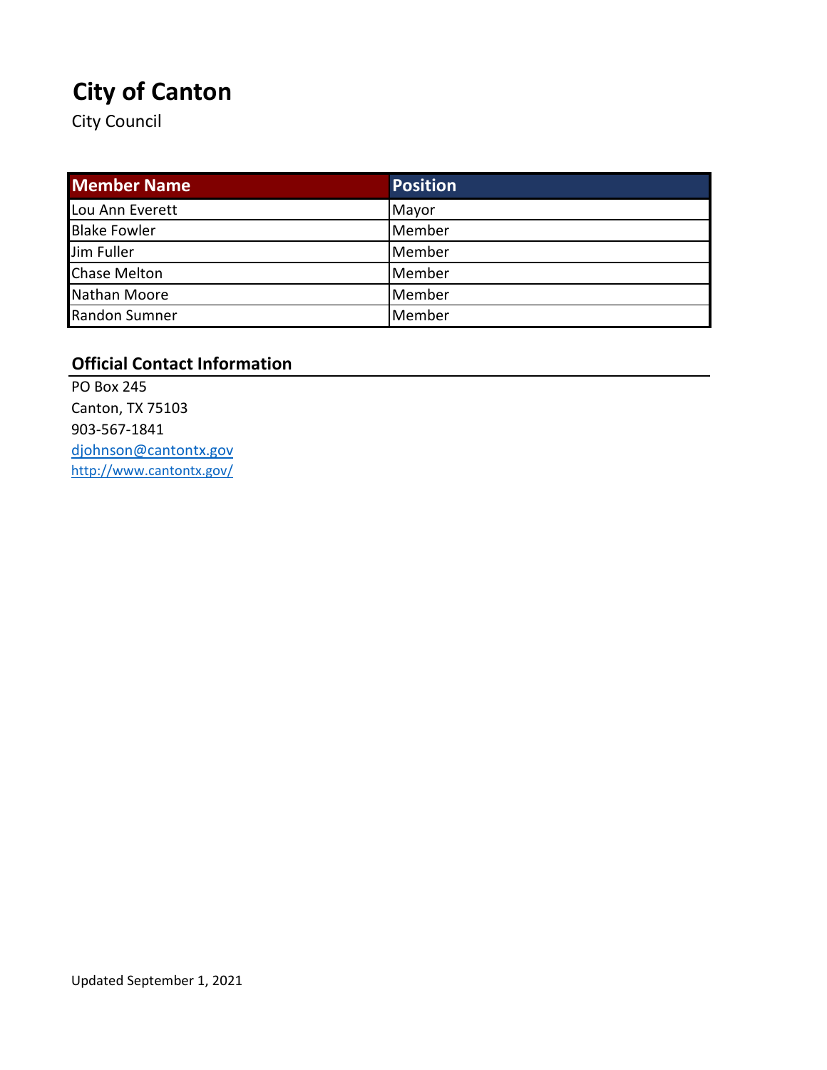# City of Canton

City Council

| Member Name | Position |
|---|---|
| Lou Ann Everett | Mayor |
| Blake Fowler | Member |
| Jim Fuller | Member |
| Chase Melton | Member |
| Nathan Moore | Member |
| Randon Sumner | Member |

## Official Contact Information

PO Box 245
Canton, TX 75103
903-567-1841
djohnson@cantontx.gov
http://www.cantontx.gov/

Updated September 1, 2021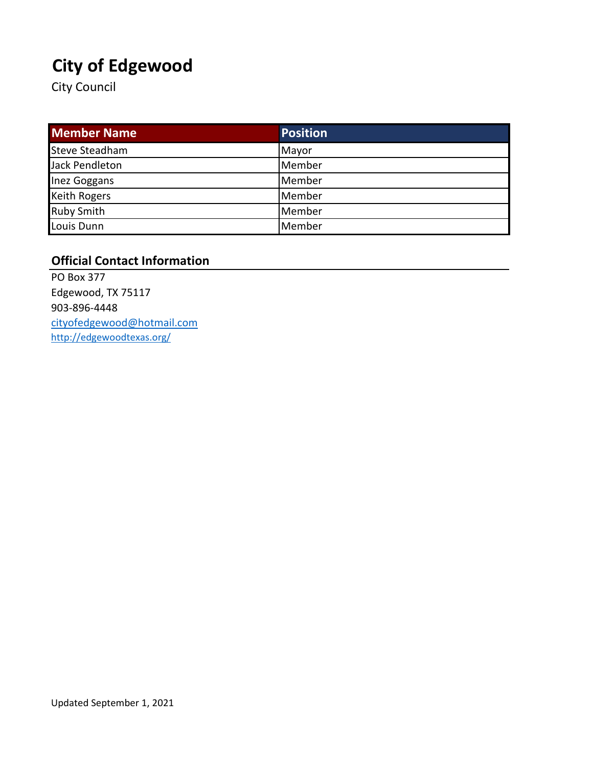# City of Edgewood

City Council

| Member Name | Position |
| --- | --- |
| Steve Steadham | Mayor |
| Jack Pendleton | Member |
| Inez Goggans | Member |
| Keith Rogers | Member |
| Ruby Smith | Member |
| Louis Dunn | Member |

## Official Contact Information

PO Box 377
Edgewood, TX 75117
903-896-4448
cityofedgewood@hotmail.com
http://edgewoodtexas.org/

Updated September 1, 2021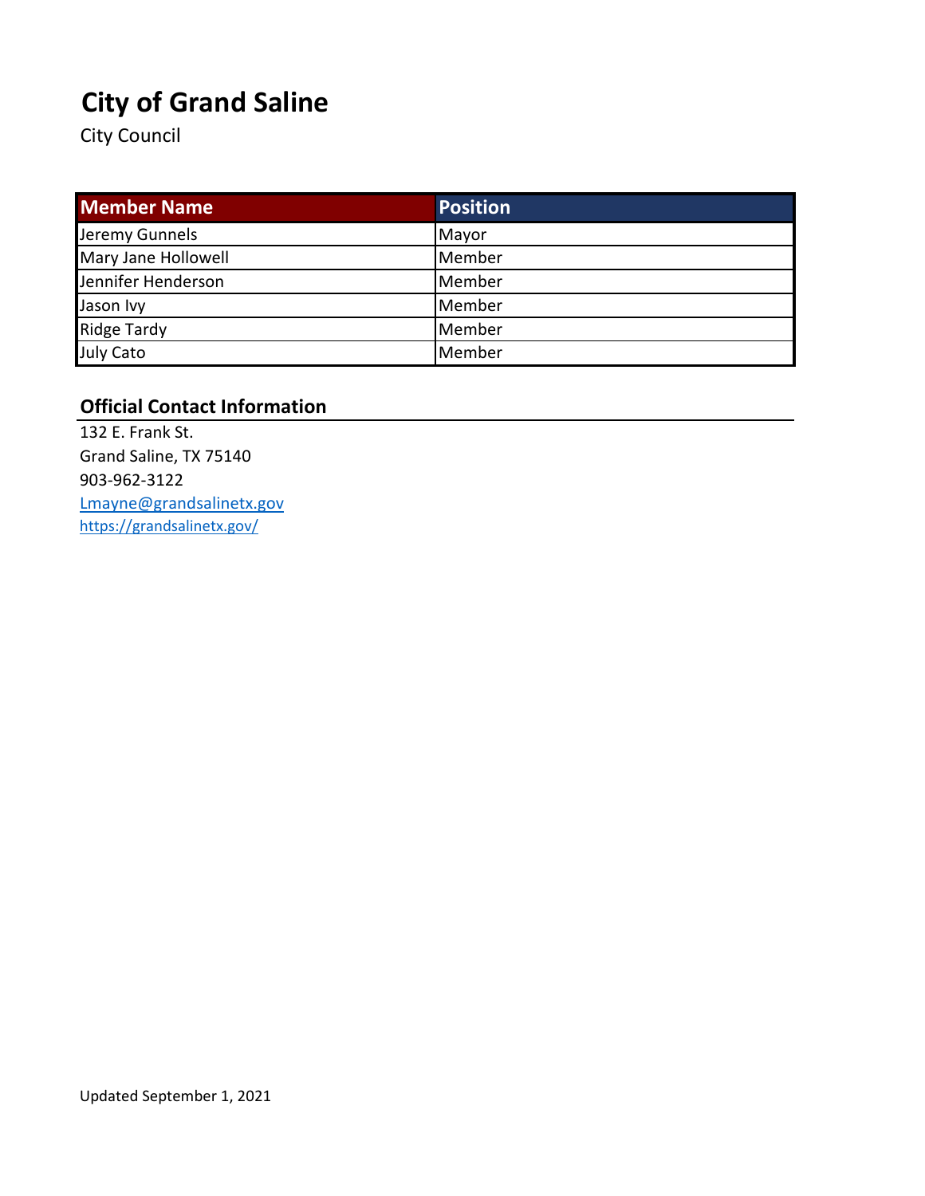# City of Grand Saline

City Council

| Member Name | Position |
| --- | --- |
| Jeremy Gunnels | Mayor |
| Mary Jane Hollowell | Member |
| Jennifer Henderson | Member |
| Jason Ivy | Member |
| Ridge Tardy | Member |
| July Cato | Member |

## Official Contact Information

132 E. Frank St.
Grand Saline, TX 75140
903-962-3122
Lmayne@grandsalinetx.gov
https://grandsalinetx.gov/

Updated September 1, 2021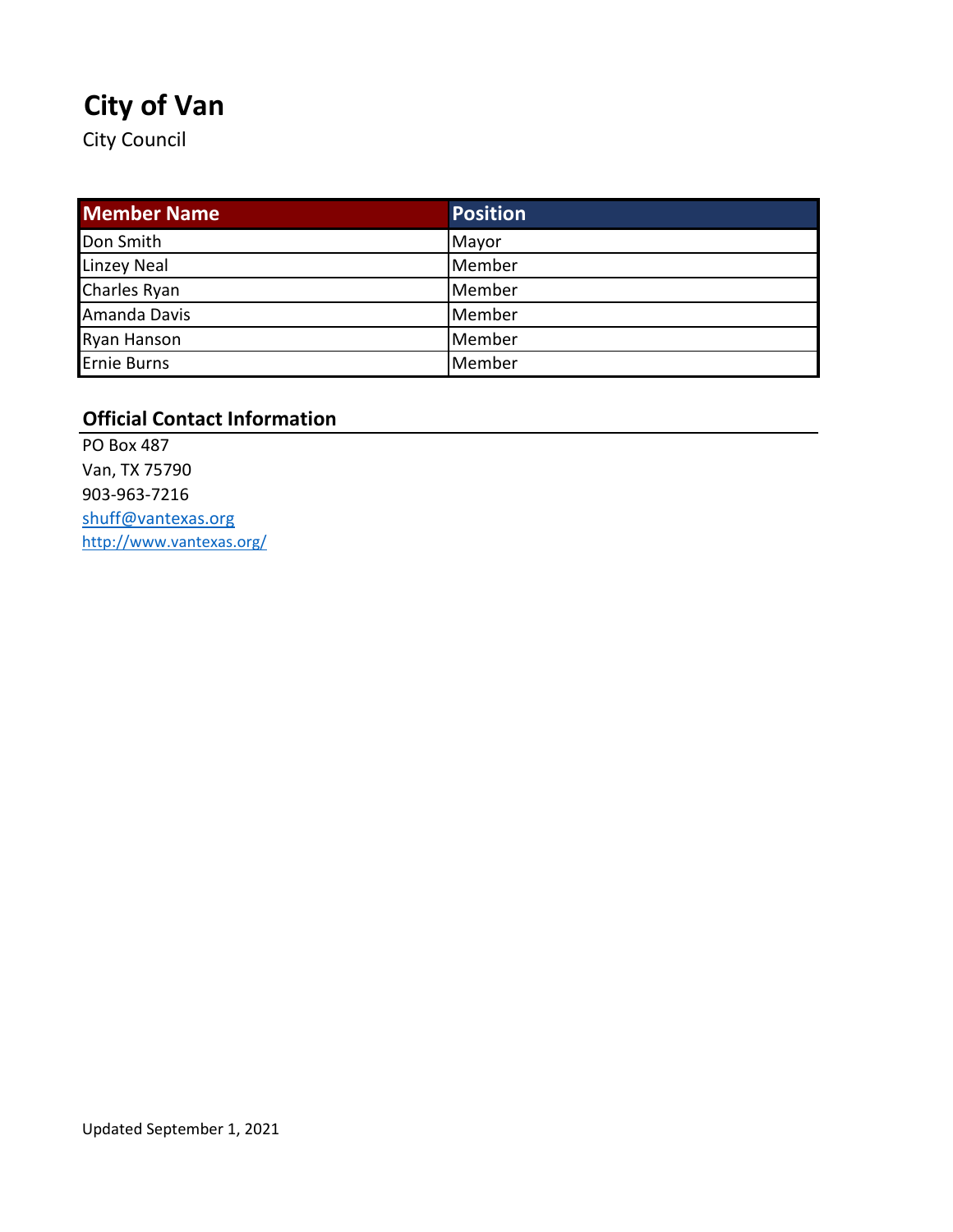# City of Van

City Council

| Member Name | Position |
|---|---|
| Don Smith | Mayor |
| Linzey Neal | Member |
| Charles Ryan | Member |
| Amanda Davis | Member |
| Ryan Hanson | Member |
| Ernie Burns | Member |

## Official Contact Information

PO Box 487
Van, TX 75790
903-963-7216
shuff@vantexas.org
http://www.vantexas.org/

Updated September 1, 2021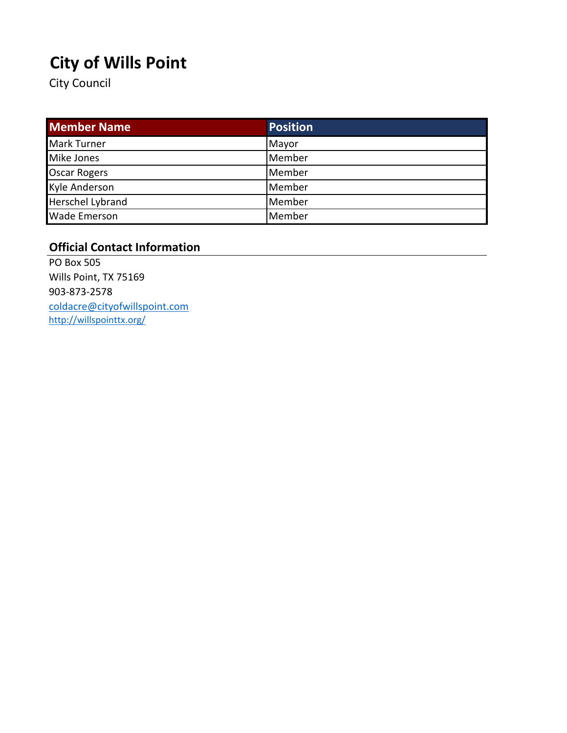# City of Wills Point

City Council

| Member Name | Position |
| --- | --- |
| Mark Turner | Mayor |
| Mike Jones | Member |
| Oscar Rogers | Member |
| Kyle Anderson | Member |
| Herschel Lybrand | Member |
| Wade Emerson | Member |

## Official Contact Information

PO Box 505
Wills Point, TX 75169
903-873-2578
coldacre@cityofwillspoint.com
http://willspointtx.org/